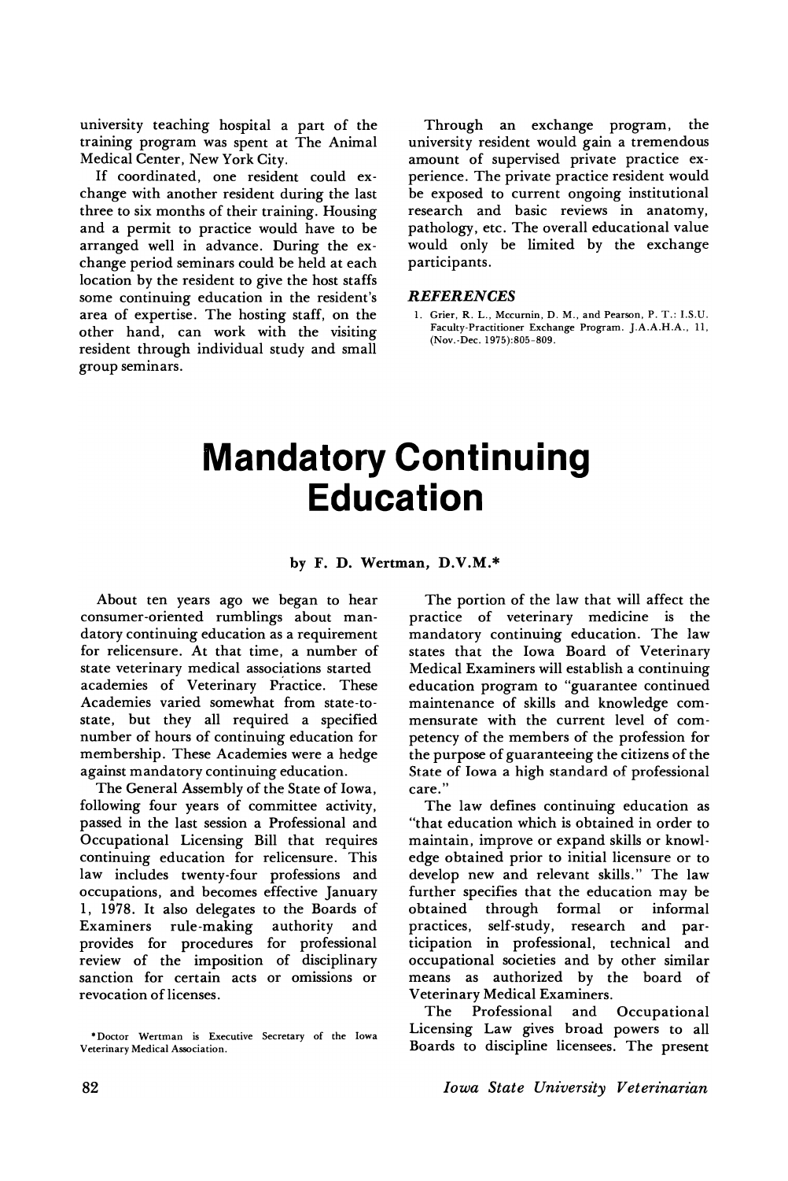university teaching hospital a part of the training program was spent at The Animal Medical Center, New York City.

If coordinated, one resident could exchange with another resident during the last three to six months of their training. Housing and a permit to practice would have to be arranged well in advance. During the exchange period seminars could be held at each location by the resident to give the host staffs some continuing education in the resident's area of expertise. The hosting staff, on the other hand, can work with the visiting resident through individual study and small group seminars.

Through an exchange program, the university resident would gain a tremendous amount of supervised private practice experience. The private practice resident would be exposed to current ongoing institutional research and basic reviews in anatomy, pathology, etc. The overall educational value would only be limited by the exchange participants.

### *REFERENCES*

1. Grier, R. L., Mccurnin, D. M., and Pearson, P. T.: I.S.U. Faculty-Practitioner Exchange Program. J.A.A.H.A., 11, (Nov.-Dec. 1975):805-809.

# Mandatory Continuing Education

**by F. D. Wertman, D.V.M.***

About ten years ago we began to hear consumer-oriented rumblings about mandatory continuing education as a requirement for relicensure. At that time, a number of state veterinary medical associations started academies of Veterinary Practice. These Academies varied somewhat from state-to-state, but they all required a specified number of hours of continuing education for membership. These Academies were a hedge against mandatory continuing education.

The General Assembly of the State of Iowa, following four years of committee activity, passed in the last session a Professional and Occupational Licensing Bill that requires continuing education for relicensure. This law includes twenty-four professions and occupations, and becomes effective January 1, 1978. It also delegates to the Boards of Examiners rule-making authority and provides for procedures for professional review of the imposition of disciplinary sanction for certain acts or omissions or revocation of licenses.

The portion of the law that will affect the practice of veterinary medicine is the mandatory continuing education. The law states that the Iowa Board of Veterinary Medical Examiners will establish a continuing education program to "guarantee continued maintenance of skills and knowledge commensurate with the current level of competency of the members of the profession for the purpose of guaranteeing the citizens of the State of Iowa a high standard of professional care."

The law defines continuing education as "that education which is obtained in order to maintain, improve or expand skills or knowledge obtained prior to initial licensure or to develop new and relevant skills." The law further specifies that the education may be obtained through formal or informal practices, self-study, research and participation in professional, technical and occupational societies and by other similar means as authorized by the board of Veterinary Medical Examiners.

The Professional and Occupational Licensing Law gives broad powers to all Boards to discipline licensees. The present

*Doctor Wertman is Executive Secretary of the Iowa Veterinary Medical Association.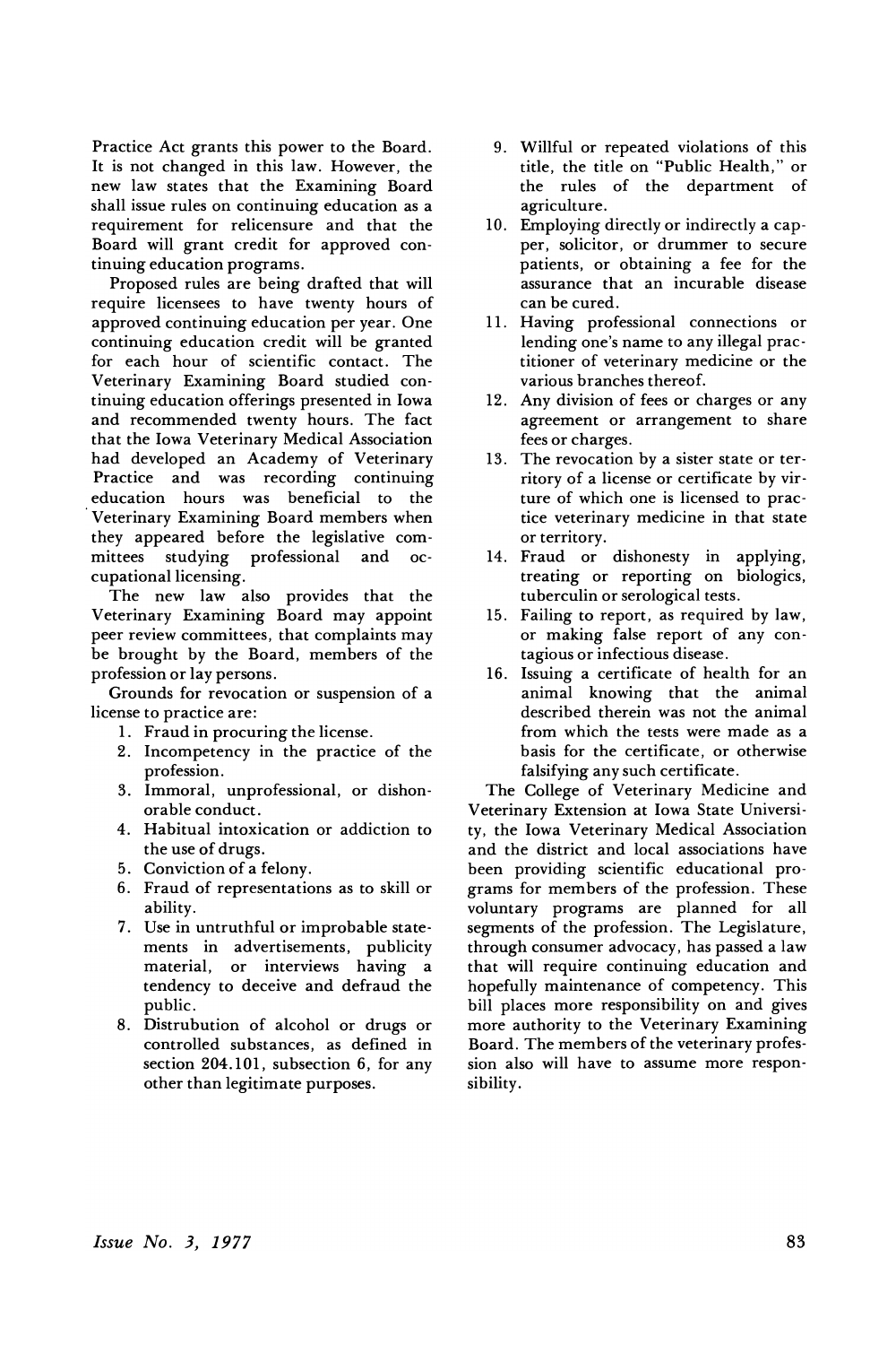Practice Act grants this power to the Board. It is not changed in this law. However, the new law states that the Examining Board shall issue rules on continuing education as a requirement for relicensure and that the Board will grant credit for approved continuing education programs.

Proposed rules are being drafted that will require licensees to have twenty hours of approved continuing education per year. One continuing education credit will be granted for each hour of scientific contact. The Veterinary Examining Board studied continuing education offerings presented in Iowa and recommended twenty hours. The fact that the Iowa Veterinary Medical Association had developed an Academy of Veterinary Practice and was recording continuing education hours was beneficial to the Veterinary Examining Board members when they appeared before the legislative committees studying professional and occupational licensing.

The new law also provides that the Veterinary Examining Board may appoint peer review committees, that complaints may be brought by the Board, members of the profession or lay persons.

Grounds for revocation or suspension of a license to practice are:

1. Fraud in procuring the license.
2. Incompetency in the practice of the profession.
3. Immoral, unprofessional, or dishonorable conduct.
4. Habitual intoxication or addiction to the use of drugs.
5. Conviction of a felony.
6. Fraud of representations as to skill or ability.
7. Use in untruthful or improbable statements in advertisements, publicity material, or interviews having a tendency to deceive and defraud the public.
8. Distrubution of alcohol or drugs or controlled substances, as defined in section 204.101, subsection 6, for any other than legitimate purposes.
9. Willful or repeated violations of this title, the title on "Public Health," or the rules of the department of agriculture.
10. Employing directly or indirectly a capper, solicitor, or drummer to secure patients, or obtaining a fee for the assurance that an incurable disease can be cured.
11. Having professional connections or lending one's name to any illegal practitioner of veterinary medicine or the various branches thereof.
12. Any division of fees or charges or any agreement or arrangement to share fees or charges.
13. The revocation by a sister state or territory of a license or certificate by virture of which one is licensed to practice veterinary medicine in that state or territory.
14. Fraud or dishonesty in applying, treating or reporting on biologics, tuberculin or serological tests.
15. Failing to report, as required by law, or making false report of any contagious or infectious disease.
16. Issuing a certificate of health for an animal knowing that the animal described therein was not the animal from which the tests were made as a basis for the certificate, or otherwise falsifying any such certificate.

The College of Veterinary Medicine and Veterinary Extension at Iowa State University, the Iowa Veterinary Medical Association and the district and local associations have been providing scientific educational programs for members of the profession. These voluntary programs are planned for all segments of the profession. The Legislature, through consumer advocacy, has passed a law that will require continuing education and hopefully maintenance of competency. This bill places more responsibility on and gives more authority to the Veterinary Examining Board. The members of the veterinary profession also will have to assume more responsibility.